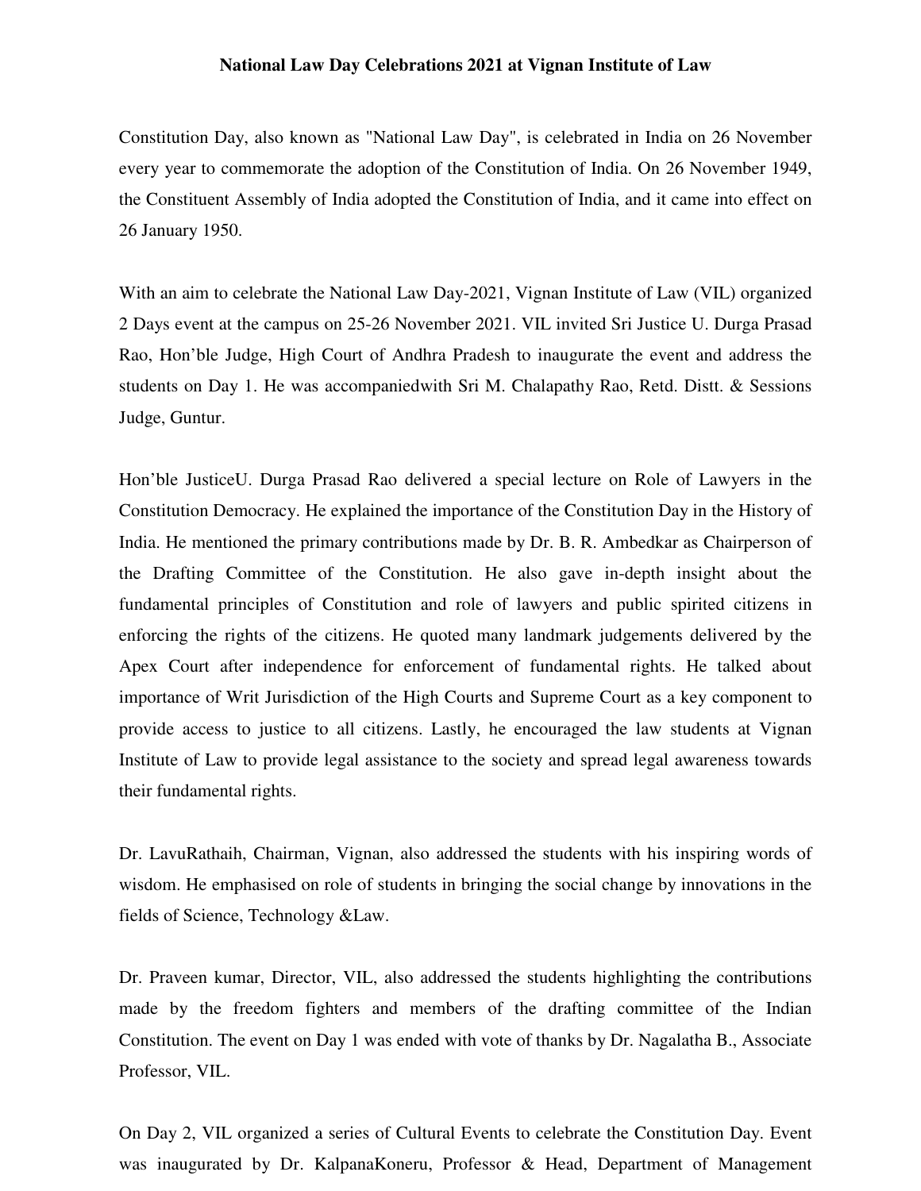# National Law Day Celebrations 2021 at Vignan Institute of Law

Constitution Day, also known as "National Law Day", is celebrated in India on 26 November every year to commemorate the adoption of the Constitution of India. On 26 November 1949, the Constituent Assembly of India adopted the Constitution of India, and it came into effect on 26 January 1950.

With an aim to celebrate the National Law Day-2021, Vignan Institute of Law (VIL) organized 2 Days event at the campus on 25-26 November 2021. VIL invited Sri Justice U. Durga Prasad Rao, Hon'ble Judge, High Court of Andhra Pradesh to inaugurate the event and address the students on Day 1. He was accompaniedwith Sri M. Chalapathy Rao, Retd. Distt. & Sessions Judge, Guntur.

Hon'ble JusticeU. Durga Prasad Rao delivered a special lecture on Role of Lawyers in the Constitution Democracy. He explained the importance of the Constitution Day in the History of India. He mentioned the primary contributions made by Dr. B. R. Ambedkar as Chairperson of the Drafting Committee of the Constitution. He also gave in-depth insight about the fundamental principles of Constitution and role of lawyers and public spirited citizens in enforcing the rights of the citizens. He quoted many landmark judgements delivered by the Apex Court after independence for enforcement of fundamental rights. He talked about importance of Writ Jurisdiction of the High Courts and Supreme Court as a key component to provide access to justice to all citizens. Lastly, he encouraged the law students at Vignan Institute of Law to provide legal assistance to the society and spread legal awareness towards their fundamental rights.

Dr. LavuRathaih, Chairman, Vignan, also addressed the students with his inspiring words of wisdom. He emphasised on role of students in bringing the social change by innovations in the fields of Science, Technology &Law.

Dr. Praveen kumar, Director, VIL, also addressed the students highlighting the contributions made by the freedom fighters and members of the drafting committee of the Indian Constitution. The event on Day 1 was ended with vote of thanks by Dr. Nagalatha B., Associate Professor, VIL.

On Day 2, VIL organized a series of Cultural Events to celebrate the Constitution Day. Event was inaugurated by Dr. KalpanaKoneru, Professor & Head, Department of Management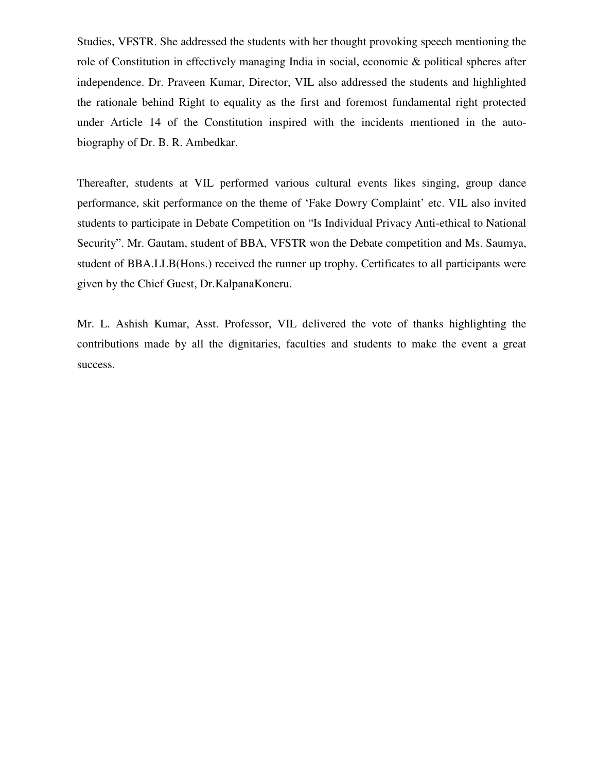Studies, VFSTR. She addressed the students with her thought provoking speech mentioning the role of Constitution in effectively managing India in social, economic & political spheres after independence. Dr. Praveen Kumar, Director, VIL also addressed the students and highlighted the rationale behind Right to equality as the first and foremost fundamental right protected under Article 14 of the Constitution inspired with the incidents mentioned in the auto-biography of Dr. B. R. Ambedkar.

Thereafter, students at VIL performed various cultural events likes singing, group dance performance, skit performance on the theme of 'Fake Dowry Complaint' etc. VIL also invited students to participate in Debate Competition on "Is Individual Privacy Anti-ethical to National Security". Mr. Gautam, student of BBA, VFSTR won the Debate competition and Ms. Saumya, student of BBA.LLB(Hons.) received the runner up trophy. Certificates to all participants were given by the Chief Guest, Dr.KalpanaKoneru.

Mr. L. Ashish Kumar, Asst. Professor, VIL delivered the vote of thanks highlighting the contributions made by all the dignitaries, faculties and students to make the event a great success.